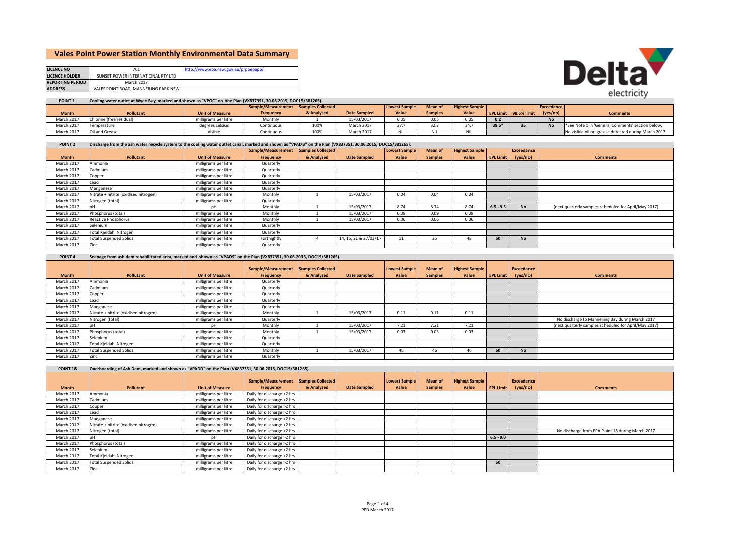# Vales Point Power Station Monthly Environmental Data Summary

| | | |
|---|---|---|
| **LICENCE NO** | 761 | http://www.epa.nsw.gov.au/prpoeoapp/ |
| **LICENCE HOLDER** | SUNSET POWER INTERNATIONAL PTY LTD | |
| **REPORTING PERIOD** | March 2017 | |
| **ADDRESS** | VALES POINT ROAD, MANNERING PARK NSW | |

Delta electricity

**POINT 1** Cooling water outlet at Wyee Bay, marked and shown as "VPOC" on the Plan (VX837351, 30.06.2015, DOC15/381265).

| Month | Pollutant | Unit of Measure | Sample/Measurement Frequency | Samples Collected & Analysed | Date Sampled | Lowest Sample Value | Mean of Samples | Highest Sample Value | EPL Limit | 98.5% limit | Exceedance (yes/no) | Comments |
|---|---|---|---|---|---|---|---|---|---|---|---|---|
| March 2017 | Chlorine (free residual) | milligrams per litre | Monthly | 1 | 15/03/2017 | 0.05 | 0.05 | 0.05 | 0.2 | | No | |
| March 2017 | Temperature | degrees celsius | Continuous | 100% | March 2017 | 27.7 | 32.3 | 34.7 | 38.5* | 35 | No | *See Note 1 in 'General Comments' section below. |
| March 2017 | Oil and Grease | Visible | Continuous | 100% | March 2017 | NIL | NIL | NIL | | | | No visible oil or grease detected during March 2017 |

**POINT 2** Discharge from the ash water recycle system to the cooling water outlet canal, marked and shown as "VPADB" on the Plan (VX837351, 30.06.2015, DOC15/381265).

| Month | Pollutant | Unit of Measure | Sample/Measurement Frequency | Samples Collected & Analysed | Date Sampled | Lowest Sample Value | Mean of Samples | Highest Sample Value | EPL Limit | Exceedance (yes/no) | Comments |
|---|---|---|---|---|---|---|---|---|---|---|---|
| March 2017 | Ammonia | milligrams per litre | Quarterly | | | | | | | | |
| March 2017 | Cadmium | milligrams per litre | Quarterly | | | | | | | | |
| March 2017 | Copper | milligrams per litre | Quarterly | | | | | | | | |
| March 2017 | Lead | milligrams per litre | Quarterly | | | | | | | | |
| March 2017 | Manganese | milligrams per litre | Quarterly | | | | | | | | |
| March 2017 | Nitrate + nitrite (oxidised nitrogen) | milligrams per litre | Monthly | 1 | 15/03/2017 | 0.04 | 0.04 | 0.04 | | | |
| March 2017 | Nitrogen (total) | milligrams per litre | Quarterly | | | | | | | | |
| March 2017 | pH | pH | Monthly | 1 | 15/03/2017 | 8.74 | 8.74 | 8.74 | 6.5 - 9.5 | No | (next quarterly samples scheduled for April/May 2017) |
| March 2017 | Phosphorus (total) | milligrams per litre | Monthly | 1 | 15/03/2017 | 0.09 | 0.09 | 0.09 | | | |
| March 2017 | Reactive Phosphorus | milligrams per litre | Monthly | 1 | 15/03/2017 | 0.06 | 0.06 | 0.06 | | | |
| March 2017 | Selenium | milligrams per litre | Quarterly | | | | | | | | |
| March 2017 | Total Kjeldahl Nitrogen | milligrams per litre | Quarterly | | | | | | | | |
| March 2017 | Total Suspended Solids | milligrams per litre | Fortnightly | 4 | 14, 15, 21 & 27/03/17 | 11 | 25 | 48 | 50 | No | |
| March 2017 | Zinc | milligrams per litre | Quarterly | | | | | | | | |

**POINT 4** Seepage from ash dam rehabilitated area, marked and shown as "VPADS" on the Plan (VX837351, 30.06.2015, DOC15/381265).

| Month | Pollutant | Unit of Measure | Sample/Measurement Frequency | Samples Collected & Analysed | Date Sampled | Lowest Sample Value | Mean of Samples | Highest Sample Value | EPL Limit | Exceedance (yes/no) | Comments |
|---|---|---|---|---|---|---|---|---|---|---|---|
| March 2017 | Ammonia | milligrams per litre | Quarterly | | | | | | | | |
| March 2017 | Cadmium | milligrams per litre | Quarterly | | | | | | | | |
| March 2017 | Copper | milligrams per litre | Quarterly | | | | | | | | |
| March 2017 | Lead | milligrams per litre | Quarterly | | | | | | | | |
| March 2017 | Manganese | milligrams per litre | Quarterly | | | | | | | | |
| March 2017 | Nitrate + nitrite (oxidised nitrogen) | milligrams per litre | Monthly | 1 | 15/03/2017 | 0.11 | 0.11 | 0.11 | | | |
| March 2017 | Nitrogen (total) | milligrams per litre | Quarterly | | | | | | | | No discharge to Mannering Bay during March 2017 |
| March 2017 | pH | pH | Monthly | 1 | 15/03/2017 | 7.21 | 7.21 | 7.21 | | | (next quarterly samples scheduled for April/May 2017) |
| March 2017 | Phosphorus (total) | milligrams per litre | Monthly | 1 | 15/03/2017 | 0.03 | 0.03 | 0.03 | | | |
| March 2017 | Selenium | milligrams per litre | Quarterly | | | | | | | | |
| March 2017 | Total Kjeldahl Nitrogen | milligrams per litre | Quarterly | | | | | | | | |
| March 2017 | Total Suspended Solids | milligrams per litre | Monthly | 1 | 15/03/2017 | 46 | 46 | 46 | 50 | No | |
| March 2017 | Zinc | milligrams per litre | Quarterly | | | | | | | | |

**POINT 18** Overboarding of Ash Dam, marked and shown as "VPADD" on the Plan (VX837351, 30.06.2015, DOC15/381265).

| Month | Pollutant | Unit of Measure | Sample/Measurement Frequency | Samples Collected & Analysed | Date Sampled | Lowest Sample Value | Mean of Samples | Highest Sample Value | EPL Limit | Exceedance (yes/no) | Comments |
|---|---|---|---|---|---|---|---|---|---|---|---|
| March 2017 | Ammonia | milligrams per litre | Daily for discharge >2 hrs | | | | | | | | |
| March 2017 | Cadmium | milligrams per litre | Daily for discharge >2 hrs | | | | | | | | |
| March 2017 | Copper | milligrams per litre | Daily for discharge >2 hrs | | | | | | | | |
| March 2017 | Lead | milligrams per litre | Daily for discharge >2 hrs | | | | | | | | |
| March 2017 | Manganese | milligrams per litre | Daily for discharge >2 hrs | | | | | | | | |
| March 2017 | Nitrate + nitrite (oxidised nitrogen) | milligrams per litre | Daily for discharge >2 hrs | | | | | | | | |
| March 2017 | Nitrogen (total) | milligrams per litre | Daily for discharge >2 hrs | | | | | | | | No discharge from EPA Point 18 during March 2017 |
| March 2017 | pH | pH | Daily for discharge >2 hrs | | | | | | 6.5 - 9.0 | | |
| March 2017 | Phosphorus (total) | milligrams per litre | Daily for discharge >2 hrs | | | | | | | | |
| March 2017 | Selenium | milligrams per litre | Daily for discharge >2 hrs | | | | | | | | |
| March 2017 | Total Kjeldahl Nitrogen | milligrams per litre | Daily for discharge >2 hrs | | | | | | | | |
| March 2017 | Total Suspended Solids | milligrams per litre | Daily for discharge >2 hrs | | | | | | 50 | | |
| March 2017 | Zinc | milligrams per litre | Daily for discharge >2 hrs | | | | | | | | |

PED March 2017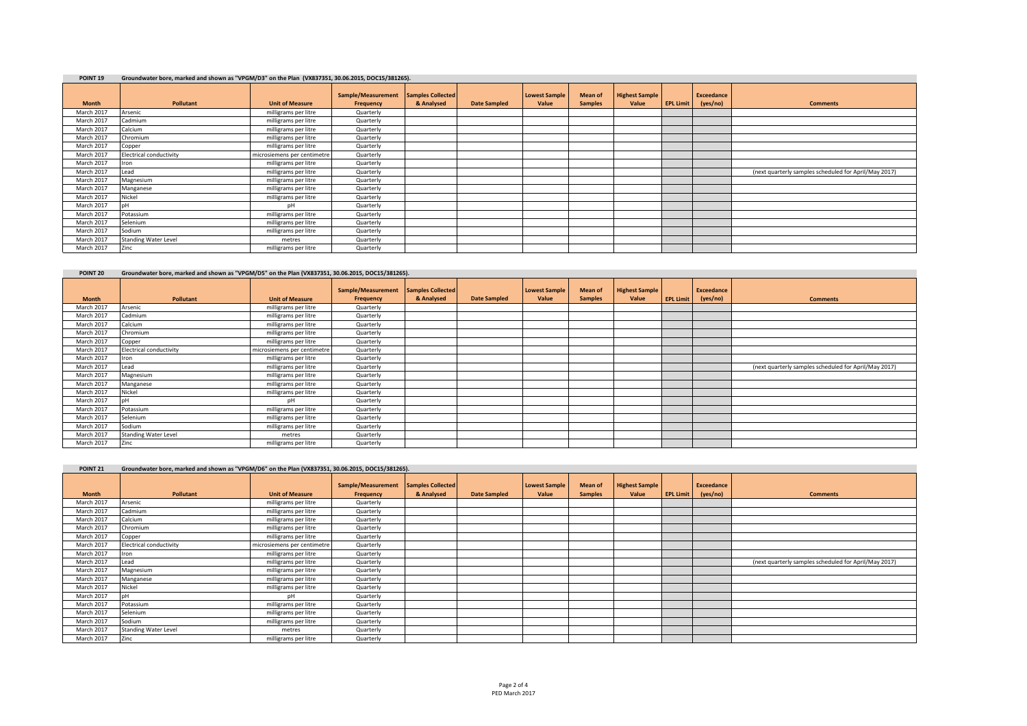**POINT 19** Groundwater bore, marked and shown as "VPGM/D3" on the Plan (VX837351, 30.06.2015, DOC15/381265).

| Month | Pollutant | Unit of Measure | Sample/Measurement Frequency | Samples Collected & Analysed | Date Sampled | Lowest Sample Value | Mean of Samples | Highest Sample Value | EPL Limit | Exceedance (yes/no) | Comments |
|---|---|---|---|---|---|---|---|---|---|---|---|
| March 2017 | Arsenic | milligrams per litre | Quarterly | | | | | | | | |
| March 2017 | Cadmium | milligrams per litre | Quarterly | | | | | | | | |
| March 2017 | Calcium | milligrams per litre | Quarterly | | | | | | | | |
| March 2017 | Chromium | milligrams per litre | Quarterly | | | | | | | | |
| March 2017 | Copper | milligrams per litre | Quarterly | | | | | | | | |
| March 2017 | Electrical conductivity | microsiemens per centimetre | Quarterly | | | | | | | | |
| March 2017 | Iron | milligrams per litre | Quarterly | | | | | | | | |
| March 2017 | Lead | milligrams per litre | Quarterly | | | | | | | | (next quarterly samples scheduled for April/May 2017) |
| March 2017 | Magnesium | milligrams per litre | Quarterly | | | | | | | | |
| March 2017 | Manganese | milligrams per litre | Quarterly | | | | | | | | |
| March 2017 | Nickel | milligrams per litre | Quarterly | | | | | | | | |
| March 2017 | pH | pH | Quarterly | | | | | | | | |
| March 2017 | Potassium | milligrams per litre | Quarterly | | | | | | | | |
| March 2017 | Selenium | milligrams per litre | Quarterly | | | | | | | | |
| March 2017 | Sodium | milligrams per litre | Quarterly | | | | | | | | |
| March 2017 | Standing Water Level | metres | Quarterly | | | | | | | | |
| March 2017 | Zinc | milligrams per litre | Quarterly | | | | | | | | |

**POINT 20** Groundwater bore, marked and shown as "VPGM/D5" on the Plan (VX837351, 30.06.2015, DOC15/381265).

| Month | Pollutant | Unit of Measure | Sample/Measurement Frequency | Samples Collected & Analysed | Date Sampled | Lowest Sample Value | Mean of Samples | Highest Sample Value | EPL Limit | Exceedance (yes/no) | Comments |
|---|---|---|---|---|---|---|---|---|---|---|---|
| March 2017 | Arsenic | milligrams per litre | Quarterly | | | | | | | | |
| March 2017 | Cadmium | milligrams per litre | Quarterly | | | | | | | | |
| March 2017 | Calcium | milligrams per litre | Quarterly | | | | | | | | |
| March 2017 | Chromium | milligrams per litre | Quarterly | | | | | | | | |
| March 2017 | Copper | milligrams per litre | Quarterly | | | | | | | | |
| March 2017 | Electrical conductivity | microsiemens per centimetre | Quarterly | | | | | | | | |
| March 2017 | Iron | milligrams per litre | Quarterly | | | | | | | | |
| March 2017 | Lead | milligrams per litre | Quarterly | | | | | | | | (next quarterly samples scheduled for April/May 2017) |
| March 2017 | Magnesium | milligrams per litre | Quarterly | | | | | | | | |
| March 2017 | Manganese | milligrams per litre | Quarterly | | | | | | | | |
| March 2017 | Nickel | milligrams per litre | Quarterly | | | | | | | | |
| March 2017 | pH | pH | Quarterly | | | | | | | | |
| March 2017 | Potassium | milligrams per litre | Quarterly | | | | | | | | |
| March 2017 | Selenium | milligrams per litre | Quarterly | | | | | | | | |
| March 2017 | Sodium | milligrams per litre | Quarterly | | | | | | | | |
| March 2017 | Standing Water Level | metres | Quarterly | | | | | | | | |
| March 2017 | Zinc | milligrams per litre | Quarterly | | | | | | | | |

**POINT 21** Groundwater bore, marked and shown as "VPGM/D6" on the Plan (VX837351, 30.06.2015, DOC15/381265).

| Month | Pollutant | Unit of Measure | Sample/Measurement Frequency | Samples Collected & Analysed | Date Sampled | Lowest Sample Value | Mean of Samples | Highest Sample Value | EPL Limit | Exceedance (yes/no) | Comments |
|---|---|---|---|---|---|---|---|---|---|---|---|
| March 2017 | Arsenic | milligrams per litre | Quarterly | | | | | | | | |
| March 2017 | Cadmium | milligrams per litre | Quarterly | | | | | | | | |
| March 2017 | Calcium | milligrams per litre | Quarterly | | | | | | | | |
| March 2017 | Chromium | milligrams per litre | Quarterly | | | | | | | | |
| March 2017 | Copper | milligrams per litre | Quarterly | | | | | | | | |
| March 2017 | Electrical conductivity | microsiemens per centimetre | Quarterly | | | | | | | | |
| March 2017 | Iron | milligrams per litre | Quarterly | | | | | | | | |
| March 2017 | Lead | milligrams per litre | Quarterly | | | | | | | | (next quarterly samples scheduled for April/May 2017) |
| March 2017 | Magnesium | milligrams per litre | Quarterly | | | | | | | | |
| March 2017 | Manganese | milligrams per litre | Quarterly | | | | | | | | |
| March 2017 | Nickel | milligrams per litre | Quarterly | | | | | | | | |
| March 2017 | pH | pH | Quarterly | | | | | | | | |
| March 2017 | Potassium | milligrams per litre | Quarterly | | | | | | | | |
| March 2017 | Selenium | milligrams per litre | Quarterly | | | | | | | | |
| March 2017 | Sodium | milligrams per litre | Quarterly | | | | | | | | |
| March 2017 | Standing Water Level | metres | Quarterly | | | | | | | | |
| March 2017 | Zinc | milligrams per litre | Quarterly | | | | | | | | |

PED March 2017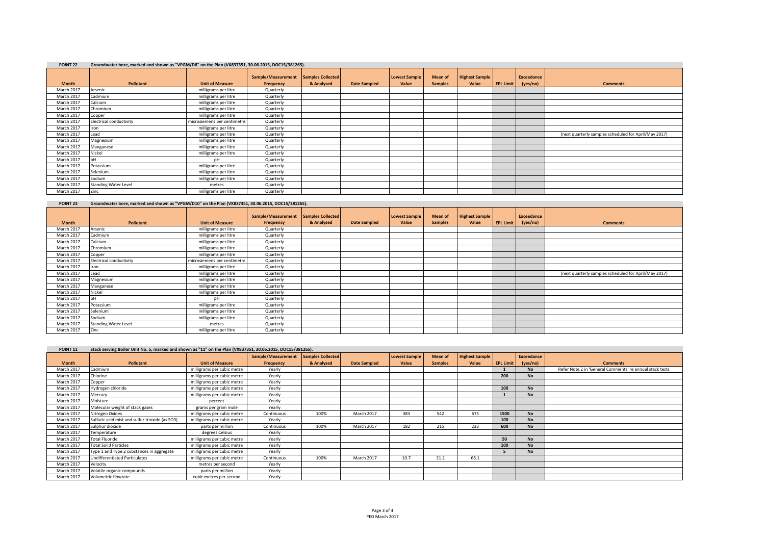**POINT 22** Groundwater bore, marked and shown as "VPGM/D8" on the Plan (VX837351, 30.06.2015, DOC15/381265).

| Month | Pollutant | Unit of Measure | Sample/Measurement Frequency | Samples Collected & Analysed | Date Sampled | Lowest Sample Value | Mean of Samples | Highest Sample Value | EPL Limit | Exceedance (yes/no) | Comments |
|---|---|---|---|---|---|---|---|---|---|---|---|
| March 2017 | Arsenic | milligrams per litre | Quarterly | | | | | | | | |
| March 2017 | Cadmium | milligrams per litre | Quarterly | | | | | | | | |
| March 2017 | Calcium | milligrams per litre | Quarterly | | | | | | | | |
| March 2017 | Chromium | milligrams per litre | Quarterly | | | | | | | | |
| March 2017 | Copper | milligrams per litre | Quarterly | | | | | | | | |
| March 2017 | Electrical conductivity | microsiemens per centimetre | Quarterly | | | | | | | | |
| March 2017 | Iron | milligrams per litre | Quarterly | | | | | | | | |
| March 2017 | Lead | milligrams per litre | Quarterly | | | | | | | | (next quarterly samples scheduled for April/May 2017) |
| March 2017 | Magnesium | milligrams per litre | Quarterly | | | | | | | | |
| March 2017 | Manganese | milligrams per litre | Quarterly | | | | | | | | |
| March 2017 | Nickel | milligrams per litre | Quarterly | | | | | | | | |
| March 2017 | pH | pH | Quarterly | | | | | | | | |
| March 2017 | Potassium | milligrams per litre | Quarterly | | | | | | | | |
| March 2017 | Selenium | milligrams per litre | Quarterly | | | | | | | | |
| March 2017 | Sodium | milligrams per litre | Quarterly | | | | | | | | |
| March 2017 | Standing Water Level | metres | Quarterly | | | | | | | | |
| March 2017 | Zinc | milligrams per litre | Quarterly | | | | | | | | |

**POINT 23** Groundwater bore, marked and shown as "VPGM/D10" on the Plan (VX837351, 30.06.2015, DOC15/381265).

| Month | Pollutant | Unit of Measure | Sample/Measurement Frequency | Samples Collected & Analysed | Date Sampled | Lowest Sample Value | Mean of Samples | Highest Sample Value | EPL Limit | Exceedance (yes/no) | Comments |
|---|---|---|---|---|---|---|---|---|---|---|---|
| March 2017 | Arsenic | milligrams per litre | Quarterly | | | | | | | | |
| March 2017 | Cadmium | milligrams per litre | Quarterly | | | | | | | | |
| March 2017 | Calcium | milligrams per litre | Quarterly | | | | | | | | |
| March 2017 | Chromium | milligrams per litre | Quarterly | | | | | | | | |
| March 2017 | Copper | milligrams per litre | Quarterly | | | | | | | | |
| March 2017 | Electrical conductivity | microsiemens per centimetre | Quarterly | | | | | | | | |
| March 2017 | Iron | milligrams per litre | Quarterly | | | | | | | | |
| March 2017 | Lead | milligrams per litre | Quarterly | | | | | | | | (next quarterly samples scheduled for April/May 2017) |
| March 2017 | Magnesium | milligrams per litre | Quarterly | | | | | | | | |
| March 2017 | Manganese | milligrams per litre | Quarterly | | | | | | | | |
| March 2017 | Nickel | milligrams per litre | Quarterly | | | | | | | | |
| March 2017 | pH | pH | Quarterly | | | | | | | | |
| March 2017 | Potassium | milligrams per litre | Quarterly | | | | | | | | |
| March 2017 | Selenium | milligrams per litre | Quarterly | | | | | | | | |
| March 2017 | Sodium | milligrams per litre | Quarterly | | | | | | | | |
| March 2017 | Standing Water Level | metres | Quarterly | | | | | | | | |
| March 2017 | Zinc | milligrams per litre | Quarterly | | | | | | | | |

**POINT 11** Stack serving Boiler Unit No. 5, marked and shown as "11" on the Plan (VX837351, 30.06.2015, DOC15/381265).

| Month | Pollutant | Unit of Measure | Sample/Measurement Frequency | Samples Collected & Analysed | Date Sampled | Lowest Sample Value | Mean of Samples | Highest Sample Value | EPL Limit | Exceedance (yes/no) | Comments |
|---|---|---|---|---|---|---|---|---|---|---|---|
| March 2017 | Cadmium | milligrams per cubic metre | Yearly | | | | | | 1 | No | Refer Note 2 in 'General Comments' re annual stack tests |
| March 2017 | Chlorine | milligrams per cubic metre | Yearly | | | | | | 200 | No | |
| March 2017 | Copper | milligrams per cubic metre | Yearly | | | | | | | | |
| March 2017 | Hydrogen chloride | milligrams per cubic metre | Yearly | | | | | | 100 | No | |
| March 2017 | Mercury | milligrams per cubic metre | Yearly | | | | | | 1 | No | |
| March 2017 | Moisture | percent | Yearly | | | | | | | | |
| March 2017 | Molecular weight of stack gases | grams per gram mole | Yearly | | | | | | | | |
| March 2017 | Nitrogen Oxides | milligrams per cubic metre | Continuous | 100% | March 2017 | 383 | 542 | 675 | 1500 | No | |
| March 2017 | Sulfuric acid mist and sulfur trioxide (as SO3) | milligrams per cubic metre | Yearly | | | | | | 100 | No | |
| March 2017 | Sulphur dioxide | parts per million | Continuous | 100% | March 2017 | 182 | 215 | 233 | 600 | No | |
| March 2017 | Temperature | degrees Celsius | Yearly | | | | | | | | |
| March 2017 | Total Fluoride | milligrams per cubic metre | Yearly | | | | | | 50 | No | |
| March 2017 | Total Solid Particles | milligrams per cubic metre | Yearly | | | | | | 100 | No | |
| March 2017 | Type 1 and Type 2 substances in aggregate | milligrams per cubic metre | Yearly | | | | | | 5 | No | |
| March 2017 | Undifferentiated Particulates | milligrams per cubic metre | Continuous | 100% | March 2017 | 10.7 | 21.2 | 66.1 | | | |
| March 2017 | Velocity | metres per second | Yearly | | | | | | | | |
| March 2017 | Volatile organic compounds | parts per million | Yearly | | | | | | | | |
| March 2017 | Volumetric flowrate | cubic metres per second | Yearly | | | | | | | | |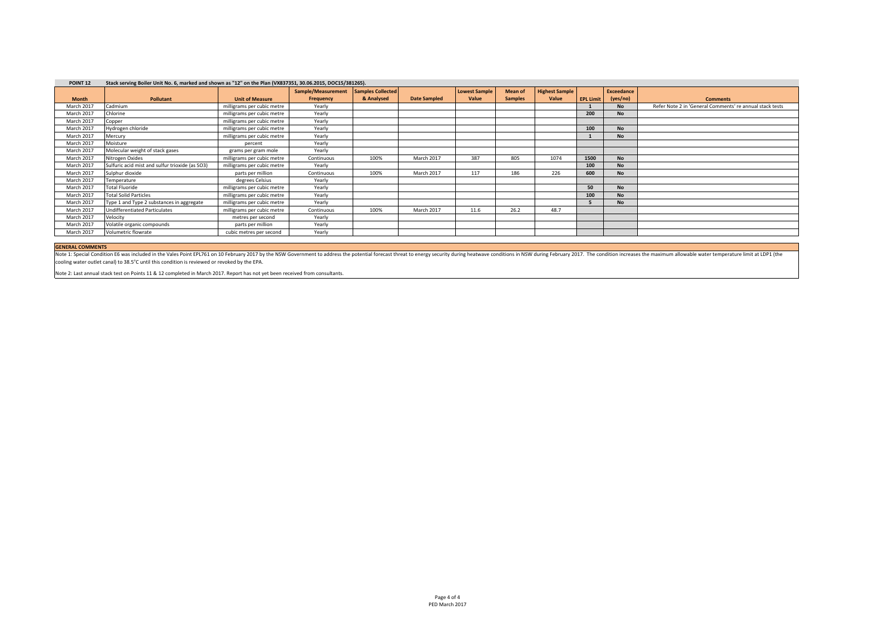**POINT 12** Stack serving Boiler Unit No. 6, marked and shown as "12" on the Plan (VX837351, 30.06.2015, DOC15/381265).

| Month | Pollutant | Unit of Measure | Sample/Measurement Frequency | Samples Collected & Analysed | Date Sampled | Lowest Sample Value | Mean of Samples | Highest Sample Value | EPL Limit | Exceedance (yes/no) | Comments |
|---|---|---|---|---|---|---|---|---|---|---|---|
| March 2017 | Cadmium | milligrams per cubic metre | Yearly | | | | | | 1 | No | Refer Note 2 in 'General Comments' re annual stack tests |
| March 2017 | Chlorine | milligrams per cubic metre | Yearly | | | | | | 200 | No | |
| March 2017 | Copper | milligrams per cubic metre | Yearly | | | | | | | | |
| March 2017 | Hydrogen chloride | milligrams per cubic metre | Yearly | | | | | | 100 | No | |
| March 2017 | Mercury | milligrams per cubic metre | Yearly | | | | | | 1 | No | |
| March 2017 | Moisture | percent | Yearly | | | | | | | | |
| March 2017 | Molecular weight of stack gases | grams per gram mole | Yearly | | | | | | | | |
| March 2017 | Nitrogen Oxides | milligrams per cubic metre | Continuous | 100% | March 2017 | 387 | 805 | 1074 | 1500 | No | |
| March 2017 | Sulfuric acid mist and sulfur trioxide (as SO3) | milligrams per cubic metre | Yearly | | | | | | 100 | No | |
| March 2017 | Sulphur dioxide | parts per million | Continuous | 100% | March 2017 | 117 | 186 | 226 | 600 | No | |
| March 2017 | Temperature | degrees Celsius | Yearly | | | | | | | | |
| March 2017 | Total Fluoride | milligrams per cubic metre | Yearly | | | | | | 50 | No | |
| March 2017 | Total Solid Particles | milligrams per cubic metre | Yearly | | | | | | 100 | No | |
| March 2017 | Type 1 and Type 2 substances in aggregate | milligrams per cubic metre | Yearly | | | | | | 5 | No | |
| March 2017 | Undifferentiated Particulates | milligrams per cubic metre | Continuous | 100% | March 2017 | 11.6 | 26.2 | 48.7 | | | |
| March 2017 | Velocity | metres per second | Yearly | | | | | | | | |
| March 2017 | Volatile organic compounds | parts per million | Yearly | | | | | | | | |
| March 2017 | Volumetric flowrate | cubic metres per second | Yearly | | | | | | | | |

**GENERAL COMMENTS**

Note 1: Special Condition E6 was included in the Vales Point EPL761 on 10 February 2017 by the NSW Government to address the potential forecast threat to energy security during heatwave conditions in NSW during February 2017. The condition increases the maximum allowable water temperature limit at LDP1 (the cooling water outlet canal) to 38.5°C until this condition is reviewed or revoked by the EPA.

Note 2: Last annual stack test on Points 11 & 12 completed in March 2017. Report has not yet been received from consultants.

PED March 2017